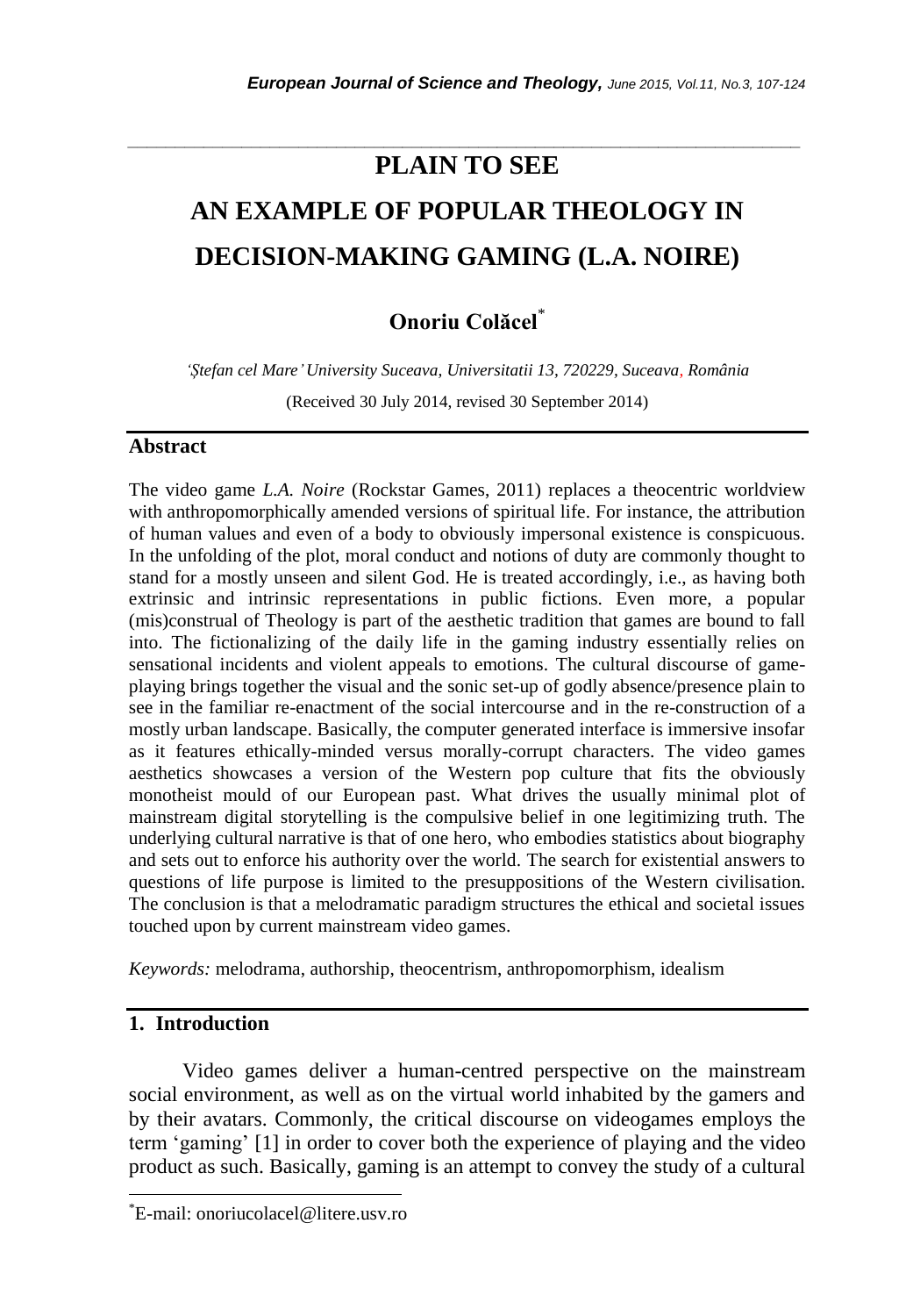# PLAIN TO SEE
# AN EXAMPLE OF POPULAR THEOLOGY IN DECISION-MAKING GAMING (L.A. NOIRE)

**Onoriu Colăcel***

*'Ștefan cel Mare' University Suceava, Universitatii 13, 720229, Suceava, România*

(Received 30 July 2014, revised 30 September 2014)

## Abstract

The video game *L.A. Noire* (Rockstar Games, 2011) replaces a theocentric worldview with anthropomorphically amended versions of spiritual life. For instance, the attribution of human values and even of a body to obviously impersonal existence is conspicuous. In the unfolding of the plot, moral conduct and notions of duty are commonly thought to stand for a mostly unseen and silent God. He is treated accordingly, i.e., as having both extrinsic and intrinsic representations in public fictions. Even more, a popular (mis)construal of Theology is part of the aesthetic tradition that games are bound to fall into. The fictionalizing of the daily life in the gaming industry essentially relies on sensational incidents and violent appeals to emotions. The cultural discourse of game-playing brings together the visual and the sonic set-up of godly absence/presence plain to see in the familiar re-enactment of the social intercourse and in the re-construction of a mostly urban landscape. Basically, the computer generated interface is immersive insofar as it features ethically-minded versus morally-corrupt characters. The video games aesthetics showcases a version of the Western pop culture that fits the obviously monotheist mould of our European past. What drives the usually minimal plot of mainstream digital storytelling is the compulsive belief in one legitimizing truth. The underlying cultural narrative is that of one hero, who embodies statistics about biography and sets out to enforce his authority over the world. The search for existential answers to questions of life purpose is limited to the presuppositions of the Western civilisation. The conclusion is that a melodramatic paradigm structures the ethical and societal issues touched upon by current mainstream video games.

*Keywords:* melodrama, authorship, theocentrism, anthropomorphism, idealism

## 1. Introduction

Video games deliver a human-centred perspective on the mainstream social environment, as well as on the virtual world inhabited by the gamers and by their avatars. Commonly, the critical discourse on videogames employs the term 'gaming' [1] in order to cover both the experience of playing and the video product as such. Basically, gaming is an attempt to convey the study of a cultural

*E-mail: onoriucolacel@litere.usv.ro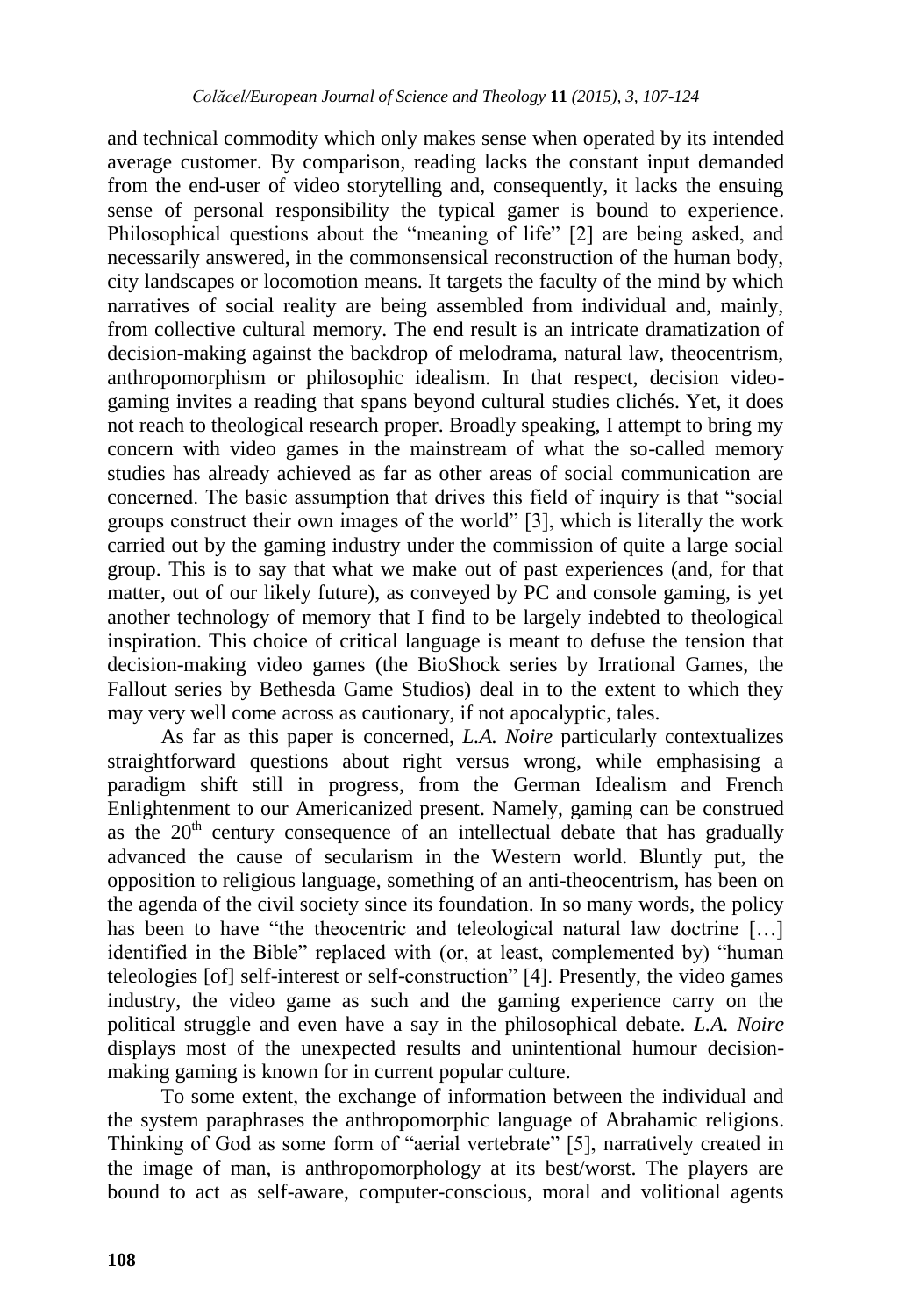and technical commodity which only makes sense when operated by its intended average customer. By comparison, reading lacks the constant input demanded from the end-user of video storytelling and, consequently, it lacks the ensuing sense of personal responsibility the typical gamer is bound to experience. Philosophical questions about the "meaning of life" [2] are being asked, and necessarily answered, in the commonsensical reconstruction of the human body, city landscapes or locomotion means. It targets the faculty of the mind by which narratives of social reality are being assembled from individual and, mainly, from collective cultural memory. The end result is an intricate dramatization of decision-making against the backdrop of melodrama, natural law, theocentrism, anthropomorphism or philosophic idealism. In that respect, decision video-gaming invites a reading that spans beyond cultural studies clichés. Yet, it does not reach to theological research proper. Broadly speaking, I attempt to bring my concern with video games in the mainstream of what the so-called memory studies has already achieved as far as other areas of social communication are concerned. The basic assumption that drives this field of inquiry is that "social groups construct their own images of the world" [3], which is literally the work carried out by the gaming industry under the commission of quite a large social group. This is to say that what we make out of past experiences (and, for that matter, out of our likely future), as conveyed by PC and console gaming, is yet another technology of memory that I find to be largely indebted to theological inspiration. This choice of critical language is meant to defuse the tension that decision-making video games (the BioShock series by Irrational Games, the Fallout series by Bethesda Game Studios) deal in to the extent to which they may very well come across as cautionary, if not apocalyptic, tales.

As far as this paper is concerned, *L.A. Noire* particularly contextualizes straightforward questions about right versus wrong, while emphasising a paradigm shift still in progress, from the German Idealism and French Enlightenment to our Americanized present. Namely, gaming can be construed as the 20th century consequence of an intellectual debate that has gradually advanced the cause of secularism in the Western world. Bluntly put, the opposition to religious language, something of an anti-theocentrism, has been on the agenda of the civil society since its foundation. In so many words, the policy has been to have "the theocentric and teleological natural law doctrine […] identified in the Bible" replaced with (or, at least, complemented by) "human teleologies [of] self-interest or self-construction" [4]. Presently, the video games industry, the video game as such and the gaming experience carry on the political struggle and even have a say in the philosophical debate. *L.A. Noire* displays most of the unexpected results and unintentional humour decision-making gaming is known for in current popular culture.

To some extent, the exchange of information between the individual and the system paraphrases the anthropomorphic language of Abrahamic religions. Thinking of God as some form of "aerial vertebrate" [5], narratively created in the image of man, is anthropomorphology at its best/worst. The players are bound to act as self-aware, computer-conscious, moral and volitional agents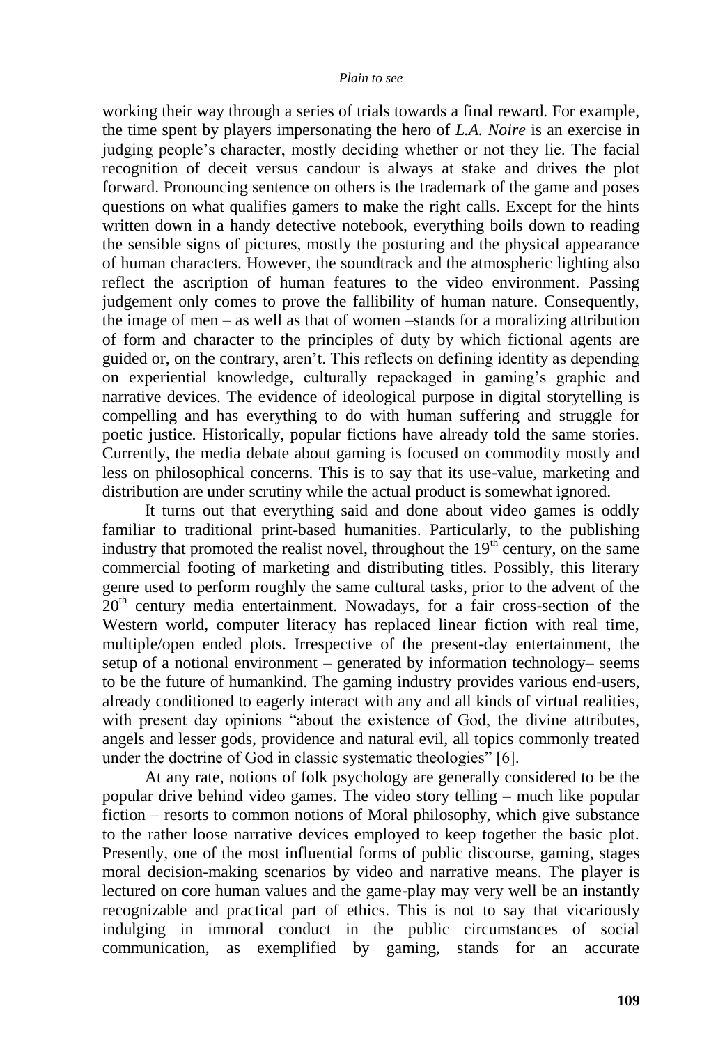working their way through a series of trials towards a final reward. For example, the time spent by players impersonating the hero of *L.A. Noire* is an exercise in judging people's character, mostly deciding whether or not they lie. The facial recognition of deceit versus candour is always at stake and drives the plot forward. Pronouncing sentence on others is the trademark of the game and poses questions on what qualifies gamers to make the right calls. Except for the hints written down in a handy detective notebook, everything boils down to reading the sensible signs of pictures, mostly the posturing and the physical appearance of human characters. However, the soundtrack and the atmospheric lighting also reflect the ascription of human features to the video environment. Passing judgement only comes to prove the fallibility of human nature. Consequently, the image of men – as well as that of women –stands for a moralizing attribution of form and character to the principles of duty by which fictional agents are guided or, on the contrary, aren't. This reflects on defining identity as depending on experiential knowledge, culturally repackaged in gaming's graphic and narrative devices. The evidence of ideological purpose in digital storytelling is compelling and has everything to do with human suffering and struggle for poetic justice. Historically, popular fictions have already told the same stories. Currently, the media debate about gaming is focused on commodity mostly and less on philosophical concerns. This is to say that its use-value, marketing and distribution are under scrutiny while the actual product is somewhat ignored.

It turns out that everything said and done about video games is oddly familiar to traditional print-based humanities. Particularly, to the publishing industry that promoted the realist novel, throughout the 19th century, on the same commercial footing of marketing and distributing titles. Possibly, this literary genre used to perform roughly the same cultural tasks, prior to the advent of the 20th century media entertainment. Nowadays, for a fair cross-section of the Western world, computer literacy has replaced linear fiction with real time, multiple/open ended plots. Irrespective of the present-day entertainment, the setup of a notional environment – generated by information technology– seems to be the future of humankind. The gaming industry provides various end-users, already conditioned to eagerly interact with any and all kinds of virtual realities, with present day opinions "about the existence of God, the divine attributes, angels and lesser gods, providence and natural evil, all topics commonly treated under the doctrine of God in classic systematic theologies" [6].

At any rate, notions of folk psychology are generally considered to be the popular drive behind video games. The video story telling – much like popular fiction – resorts to common notions of Moral philosophy, which give substance to the rather loose narrative devices employed to keep together the basic plot. Presently, one of the most influential forms of public discourse, gaming, stages moral decision-making scenarios by video and narrative means. The player is lectured on core human values and the game-play may very well be an instantly recognizable and practical part of ethics. This is not to say that vicariously indulging in immoral conduct in the public circumstances of social communication, as exemplified by gaming, stands for an accurate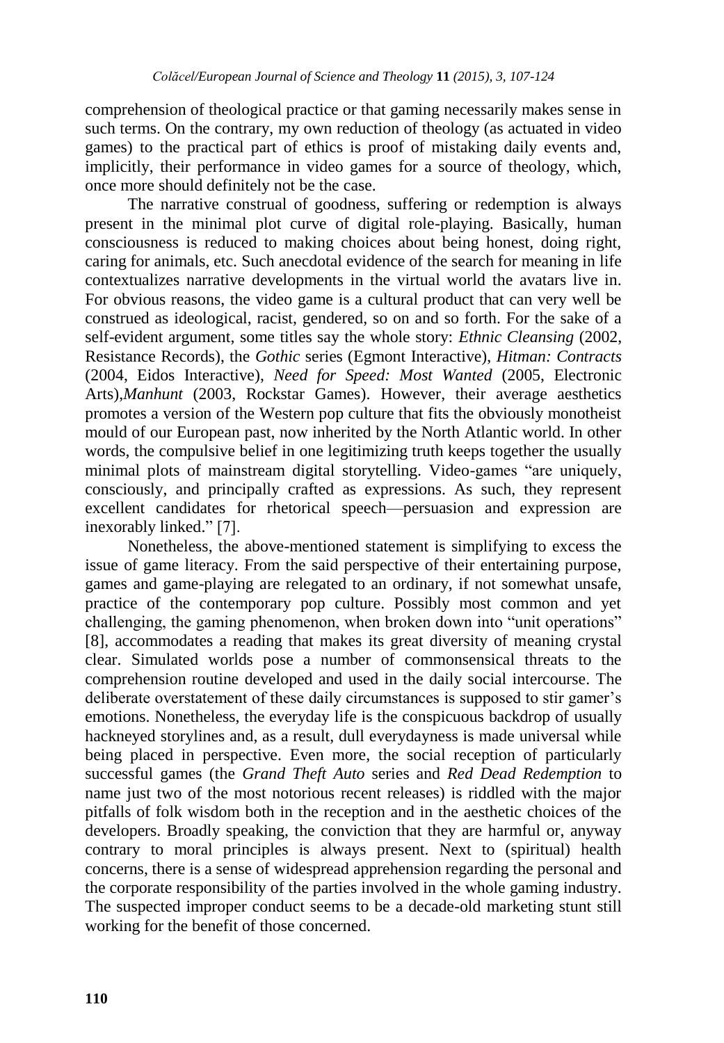comprehension of theological practice or that gaming necessarily makes sense in such terms. On the contrary, my own reduction of theology (as actuated in video games) to the practical part of ethics is proof of mistaking daily events and, implicitly, their performance in video games for a source of theology, which, once more should definitely not be the case.

The narrative construal of goodness, suffering or redemption is always present in the minimal plot curve of digital role-playing. Basically, human consciousness is reduced to making choices about being honest, doing right, caring for animals, etc. Such anecdotal evidence of the search for meaning in life contextualizes narrative developments in the virtual world the avatars live in. For obvious reasons, the video game is a cultural product that can very well be construed as ideological, racist, gendered, so on and so forth. For the sake of a self-evident argument, some titles say the whole story: *Ethnic Cleansing* (2002, Resistance Records), the *Gothic* series (Egmont Interactive), *Hitman: Contracts* (2004, Eidos Interactive), *Need for Speed: Most Wanted* (2005, Electronic Arts),*Manhunt* (2003, Rockstar Games). However, their average aesthetics promotes a version of the Western pop culture that fits the obviously monotheist mould of our European past, now inherited by the North Atlantic world. In other words, the compulsive belief in one legitimizing truth keeps together the usually minimal plots of mainstream digital storytelling. Video-games "are uniquely, consciously, and principally crafted as expressions. As such, they represent excellent candidates for rhetorical speech—persuasion and expression are inexorably linked." [7].

Nonetheless, the above-mentioned statement is simplifying to excess the issue of game literacy. From the said perspective of their entertaining purpose, games and game-playing are relegated to an ordinary, if not somewhat unsafe, practice of the contemporary pop culture. Possibly most common and yet challenging, the gaming phenomenon, when broken down into "unit operations" [8], accommodates a reading that makes its great diversity of meaning crystal clear. Simulated worlds pose a number of commonsensical threats to the comprehension routine developed and used in the daily social intercourse. The deliberate overstatement of these daily circumstances is supposed to stir gamer's emotions. Nonetheless, the everyday life is the conspicuous backdrop of usually hackneyed storylines and, as a result, dull everydayness is made universal while being placed in perspective. Even more, the social reception of particularly successful games (the *Grand Theft Auto* series and *Red Dead Redemption* to name just two of the most notorious recent releases) is riddled with the major pitfalls of folk wisdom both in the reception and in the aesthetic choices of the developers. Broadly speaking, the conviction that they are harmful or, anyway contrary to moral principles is always present. Next to (spiritual) health concerns, there is a sense of widespread apprehension regarding the personal and the corporate responsibility of the parties involved in the whole gaming industry. The suspected improper conduct seems to be a decade-old marketing stunt still working for the benefit of those concerned.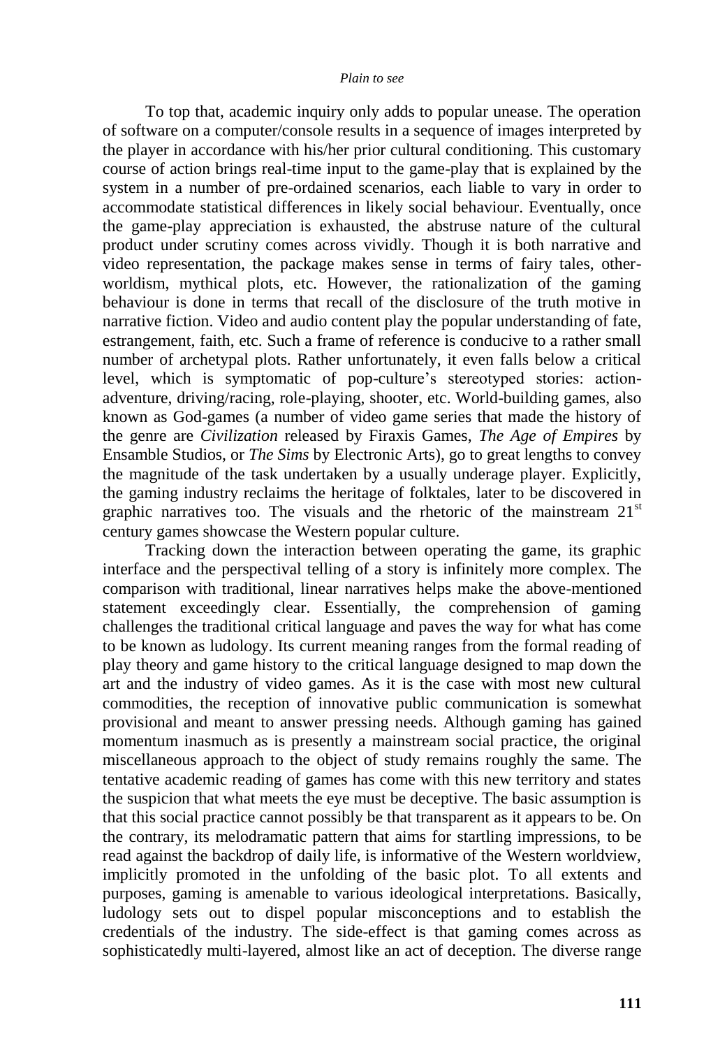To top that, academic inquiry only adds to popular unease. The operation of software on a computer/console results in a sequence of images interpreted by the player in accordance with his/her prior cultural conditioning. This customary course of action brings real-time input to the game-play that is explained by the system in a number of pre-ordained scenarios, each liable to vary in order to accommodate statistical differences in likely social behaviour. Eventually, once the game-play appreciation is exhausted, the abstruse nature of the cultural product under scrutiny comes across vividly. Though it is both narrative and video representation, the package makes sense in terms of fairy tales, other-worldism, mythical plots, etc. However, the rationalization of the gaming behaviour is done in terms that recall of the disclosure of the truth motive in narrative fiction. Video and audio content play the popular understanding of fate, estrangement, faith, etc. Such a frame of reference is conducive to a rather small number of archetypal plots. Rather unfortunately, it even falls below a critical level, which is symptomatic of pop-culture's stereotyped stories: action-adventure, driving/racing, role-playing, shooter, etc. World-building games, also known as God-games (a number of video game series that made the history of the genre are *Civilization* released by Firaxis Games, *The Age of Empires* by Ensamble Studios, or *The Sims* by Electronic Arts), go to great lengths to convey the magnitude of the task undertaken by a usually underage player. Explicitly, the gaming industry reclaims the heritage of folktales, later to be discovered in graphic narratives too. The visuals and the rhetoric of the mainstream 21st century games showcase the Western popular culture.

Tracking down the interaction between operating the game, its graphic interface and the perspectival telling of a story is infinitely more complex. The comparison with traditional, linear narratives helps make the above-mentioned statement exceedingly clear. Essentially, the comprehension of gaming challenges the traditional critical language and paves the way for what has come to be known as ludology. Its current meaning ranges from the formal reading of play theory and game history to the critical language designed to map down the art and the industry of video games. As it is the case with most new cultural commodities, the reception of innovative public communication is somewhat provisional and meant to answer pressing needs. Although gaming has gained momentum inasmuch as is presently a mainstream social practice, the original miscellaneous approach to the object of study remains roughly the same. The tentative academic reading of games has come with this new territory and states the suspicion that what meets the eye must be deceptive. The basic assumption is that this social practice cannot possibly be that transparent as it appears to be. On the contrary, its melodramatic pattern that aims for startling impressions, to be read against the backdrop of daily life, is informative of the Western worldview, implicitly promoted in the unfolding of the basic plot. To all extents and purposes, gaming is amenable to various ideological interpretations. Basically, ludology sets out to dispel popular misconceptions and to establish the credentials of the industry. The side-effect is that gaming comes across as sophisticatedly multi-layered, almost like an act of deception. The diverse range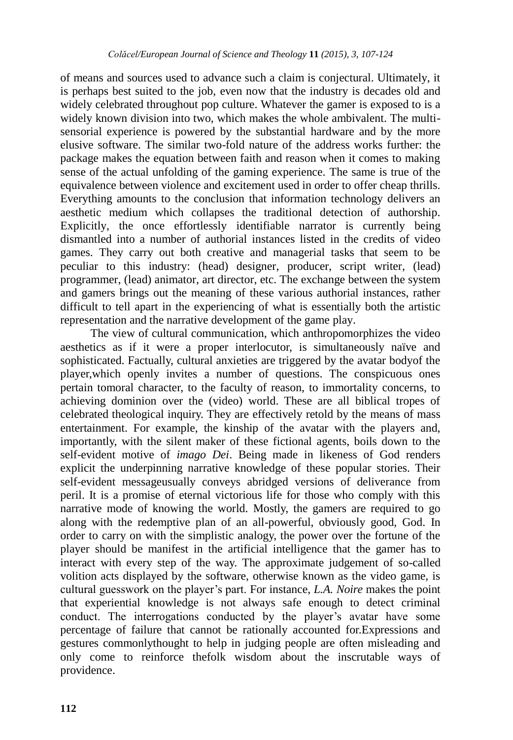of means and sources used to advance such a claim is conjectural. Ultimately, it is perhaps best suited to the job, even now that the industry is decades old and widely celebrated throughout pop culture. Whatever the gamer is exposed to is a widely known division into two, which makes the whole ambivalent. The multi-sensorial experience is powered by the substantial hardware and by the more elusive software. The similar two-fold nature of the address works further: the package makes the equation between faith and reason when it comes to making sense of the actual unfolding of the gaming experience. The same is true of the equivalence between violence and excitement used in order to offer cheap thrills. Everything amounts to the conclusion that information technology delivers an aesthetic medium which collapses the traditional detection of authorship. Explicitly, the once effortlessly identifiable narrator is currently being dismantled into a number of authorial instances listed in the credits of video games. They carry out both creative and managerial tasks that seem to be peculiar to this industry: (head) designer, producer, script writer, (lead) programmer, (lead) animator, art director, etc. The exchange between the system and gamers brings out the meaning of these various authorial instances, rather difficult to tell apart in the experiencing of what is essentially both the artistic representation and the narrative development of the game play.

The view of cultural communication, which anthropomorphizes the video aesthetics as if it were a proper interlocutor, is simultaneously naïve and sophisticated. Factually, cultural anxieties are triggered by the avatar bodyof the player,which openly invites a number of questions. The conspicuous ones pertain tomoral character, to the faculty of reason, to immortality concerns, to achieving dominion over the (video) world. These are all biblical tropes of celebrated theological inquiry. They are effectively retold by the means of mass entertainment. For example, the kinship of the avatar with the players and, importantly, with the silent maker of these fictional agents, boils down to the self-evident motive of *imago Dei*. Being made in likeness of God renders explicit the underpinning narrative knowledge of these popular stories. Their self-evident messageusually conveys abridged versions of deliverance from peril. It is a promise of eternal victorious life for those who comply with this narrative mode of knowing the world. Mostly, the gamers are required to go along with the redemptive plan of an all-powerful, obviously good, God. In order to carry on with the simplistic analogy, the power over the fortune of the player should be manifest in the artificial intelligence that the gamer has to interact with every step of the way. The approximate judgement of so-called volition acts displayed by the software, otherwise known as the video game, is cultural guesswork on the player's part. For instance, *L.A. Noire* makes the point that experiential knowledge is not always safe enough to detect criminal conduct. The interrogations conducted by the player's avatar have some percentage of failure that cannot be rationally accounted for.Expressions and gestures commonlythought to help in judging people are often misleading and only come to reinforce thefolk wisdom about the inscrutable ways of providence.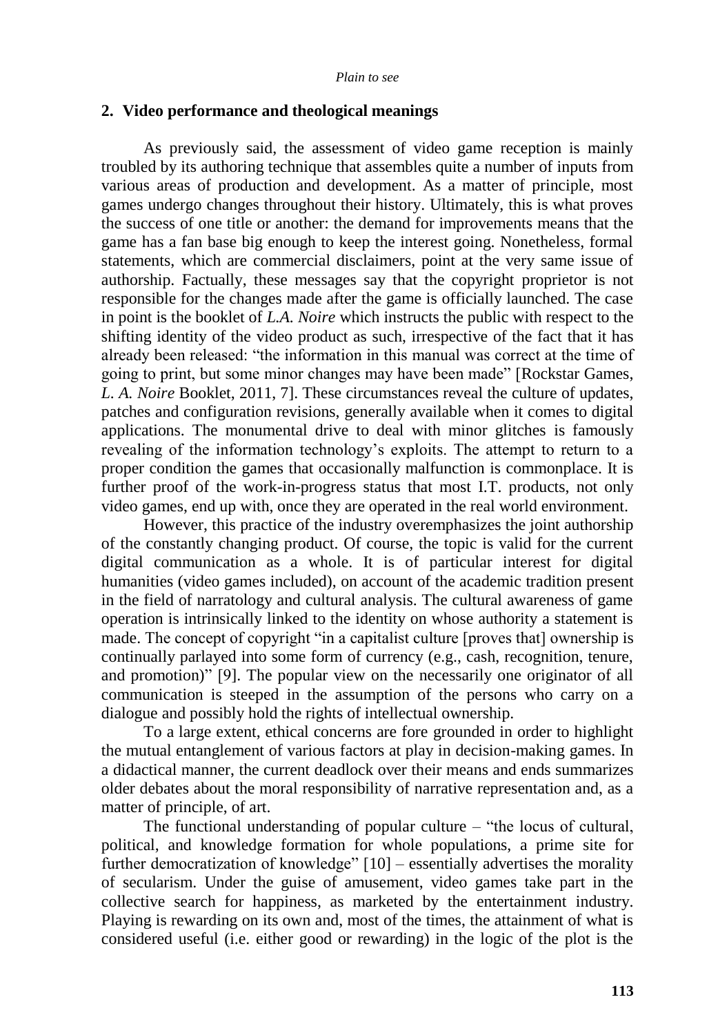## 2. Video performance and theological meanings

As previously said, the assessment of video game reception is mainly troubled by its authoring technique that assembles quite a number of inputs from various areas of production and development. As a matter of principle, most games undergo changes throughout their history. Ultimately, this is what proves the success of one title or another: the demand for improvements means that the game has a fan base big enough to keep the interest going. Nonetheless, formal statements, which are commercial disclaimers, point at the very same issue of authorship. Factually, these messages say that the copyright proprietor is not responsible for the changes made after the game is officially launched. The case in point is the booklet of *L.A. Noire* which instructs the public with respect to the shifting identity of the video product as such, irrespective of the fact that it has already been released: "the information in this manual was correct at the time of going to print, but some minor changes may have been made" [Rockstar Games, *L. A. Noire* Booklet, 2011, 7]. These circumstances reveal the culture of updates, patches and configuration revisions, generally available when it comes to digital applications. The monumental drive to deal with minor glitches is famously revealing of the information technology's exploits. The attempt to return to a proper condition the games that occasionally malfunction is commonplace. It is further proof of the work-in-progress status that most I.T. products, not only video games, end up with, once they are operated in the real world environment.

However, this practice of the industry overemphasizes the joint authorship of the constantly changing product. Of course, the topic is valid for the current digital communication as a whole. It is of particular interest for digital humanities (video games included), on account of the academic tradition present in the field of narratology and cultural analysis. The cultural awareness of game operation is intrinsically linked to the identity on whose authority a statement is made. The concept of copyright "in a capitalist culture [proves that] ownership is continually parlayed into some form of currency (e.g., cash, recognition, tenure, and promotion)" [9]. The popular view on the necessarily one originator of all communication is steeped in the assumption of the persons who carry on a dialogue and possibly hold the rights of intellectual ownership.

To a large extent, ethical concerns are fore grounded in order to highlight the mutual entanglement of various factors at play in decision-making games. In a didactical manner, the current deadlock over their means and ends summarizes older debates about the moral responsibility of narrative representation and, as a matter of principle, of art.

The functional understanding of popular culture – "the locus of cultural, political, and knowledge formation for whole populations, a prime site for further democratization of knowledge" [10] – essentially advertises the morality of secularism. Under the guise of amusement, video games take part in the collective search for happiness, as marketed by the entertainment industry. Playing is rewarding on its own and, most of the times, the attainment of what is considered useful (i.e. either good or rewarding) in the logic of the plot is the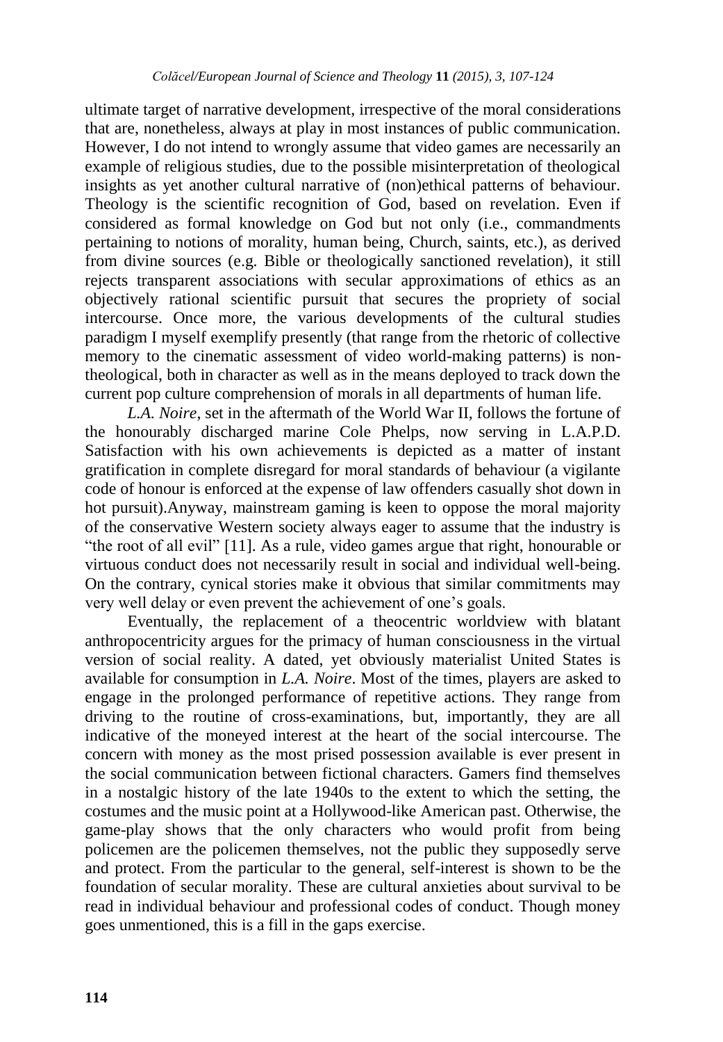ultimate target of narrative development, irrespective of the moral considerations that are, nonetheless, always at play in most instances of public communication. However, I do not intend to wrongly assume that video games are necessarily an example of religious studies, due to the possible misinterpretation of theological insights as yet another cultural narrative of (non)ethical patterns of behaviour. Theology is the scientific recognition of God, based on revelation. Even if considered as formal knowledge on God but not only (i.e., commandments pertaining to notions of morality, human being, Church, saints, etc.), as derived from divine sources (e.g. Bible or theologically sanctioned revelation), it still rejects transparent associations with secular approximations of ethics as an objectively rational scientific pursuit that secures the propriety of social intercourse. Once more, the various developments of the cultural studies paradigm I myself exemplify presently (that range from the rhetoric of collective memory to the cinematic assessment of video world-making patterns) is non-theological, both in character as well as in the means deployed to track down the current pop culture comprehension of morals in all departments of human life.

*L.A. Noire*, set in the aftermath of the World War II, follows the fortune of the honourably discharged marine Cole Phelps, now serving in L.A.P.D. Satisfaction with his own achievements is depicted as a matter of instant gratification in complete disregard for moral standards of behaviour (a vigilante code of honour is enforced at the expense of law offenders casually shot down in hot pursuit).Anyway, mainstream gaming is keen to oppose the moral majority of the conservative Western society always eager to assume that the industry is "the root of all evil" [11]. As a rule, video games argue that right, honourable or virtuous conduct does not necessarily result in social and individual well-being. On the contrary, cynical stories make it obvious that similar commitments may very well delay or even prevent the achievement of one's goals.

Eventually, the replacement of a theocentric worldview with blatant anthropocentricity argues for the primacy of human consciousness in the virtual version of social reality. A dated, yet obviously materialist United States is available for consumption in *L.A. Noire*. Most of the times, players are asked to engage in the prolonged performance of repetitive actions. They range from driving to the routine of cross-examinations, but, importantly, they are all indicative of the moneyed interest at the heart of the social intercourse. The concern with money as the most prised possession available is ever present in the social communication between fictional characters. Gamers find themselves in a nostalgic history of the late 1940s to the extent to which the setting, the costumes and the music point at a Hollywood-like American past. Otherwise, the game-play shows that the only characters who would profit from being policemen are the policemen themselves, not the public they supposedly serve and protect. From the particular to the general, self-interest is shown to be the foundation of secular morality. These are cultural anxieties about survival to be read in individual behaviour and professional codes of conduct. Though money goes unmentioned, this is a fill in the gaps exercise.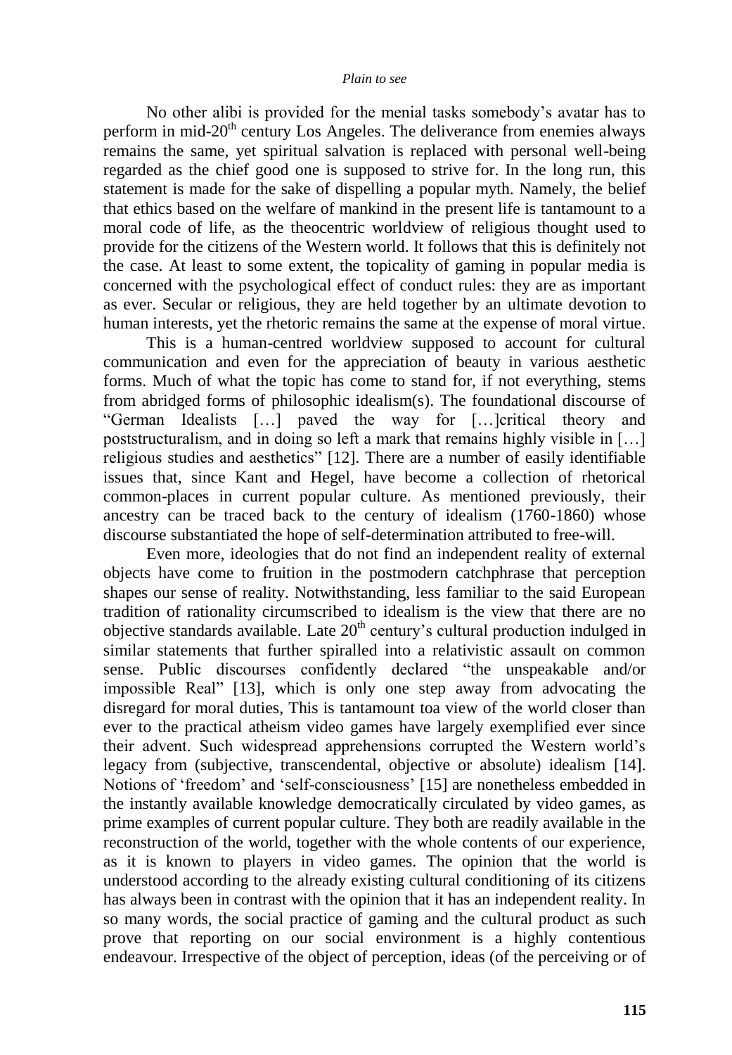No other alibi is provided for the menial tasks somebody's avatar has to perform in mid-20$^{th}$ century Los Angeles. The deliverance from enemies always remains the same, yet spiritual salvation is replaced with personal well-being regarded as the chief good one is supposed to strive for. In the long run, this statement is made for the sake of dispelling a popular myth. Namely, the belief that ethics based on the welfare of mankind in the present life is tantamount to a moral code of life, as the theocentric worldview of religious thought used to provide for the citizens of the Western world. It follows that this is definitely not the case. At least to some extent, the topicality of gaming in popular media is concerned with the psychological effect of conduct rules: they are as important as ever. Secular or religious, they are held together by an ultimate devotion to human interests, yet the rhetoric remains the same at the expense of moral virtue.

This is a human-centred worldview supposed to account for cultural communication and even for the appreciation of beauty in various aesthetic forms. Much of what the topic has come to stand for, if not everything, stems from abridged forms of philosophic idealism(s). The foundational discourse of "German Idealists […] paved the way for […]critical theory and poststructuralism, and in doing so left a mark that remains highly visible in […] religious studies and aesthetics" [12]. There are a number of easily identifiable issues that, since Kant and Hegel, have become a collection of rhetorical common-places in current popular culture. As mentioned previously, their ancestry can be traced back to the century of idealism (1760-1860) whose discourse substantiated the hope of self-determination attributed to free-will.

Even more, ideologies that do not find an independent reality of external objects have come to fruition in the postmodern catchphrase that perception shapes our sense of reality. Notwithstanding, less familiar to the said European tradition of rationality circumscribed to idealism is the view that there are no objective standards available. Late 20$^{th}$ century's cultural production indulged in similar statements that further spiralled into a relativistic assault on common sense. Public discourses confidently declared "the unspeakable and/or impossible Real" [13], which is only one step away from advocating the disregard for moral duties, This is tantamount toa view of the world closer than ever to the practical atheism video games have largely exemplified ever since their advent. Such widespread apprehensions corrupted the Western world's legacy from (subjective, transcendental, objective or absolute) idealism [14]. Notions of 'freedom' and 'self-consciousness' [15] are nonetheless embedded in the instantly available knowledge democratically circulated by video games, as prime examples of current popular culture. They both are readily available in the reconstruction of the world, together with the whole contents of our experience, as it is known to players in video games. The opinion that the world is understood according to the already existing cultural conditioning of its citizens has always been in contrast with the opinion that it has an independent reality. In so many words, the social practice of gaming and the cultural product as such prove that reporting on our social environment is a highly contentious endeavour. Irrespective of the object of perception, ideas (of the perceiving or of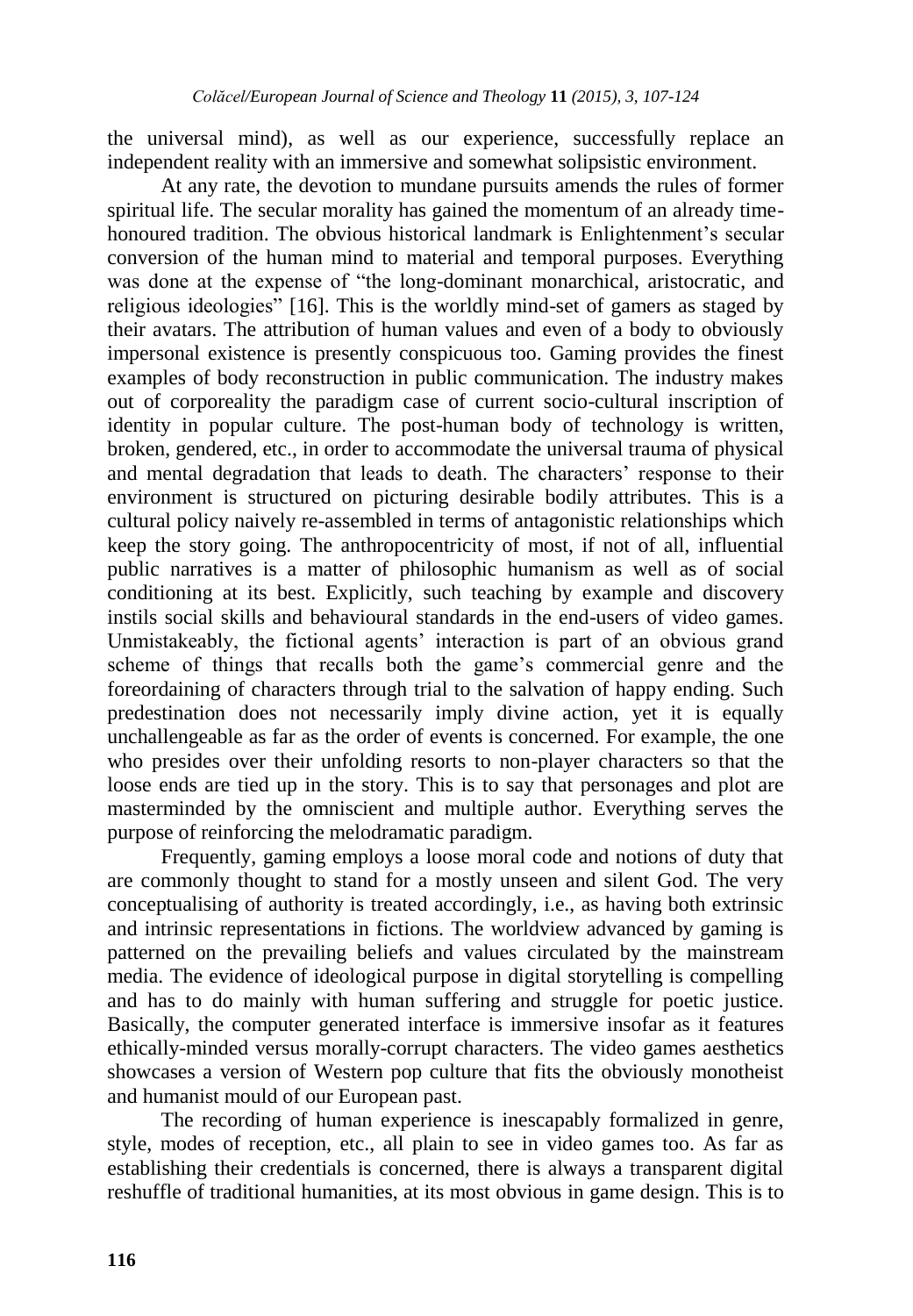the universal mind), as well as our experience, successfully replace an independent reality with an immersive and somewhat solipsistic environment.

At any rate, the devotion to mundane pursuits amends the rules of former spiritual life. The secular morality has gained the momentum of an already time-honoured tradition. The obvious historical landmark is Enlightenment's secular conversion of the human mind to material and temporal purposes. Everything was done at the expense of "the long-dominant monarchical, aristocratic, and religious ideologies" [16]. This is the worldly mind-set of gamers as staged by their avatars. The attribution of human values and even of a body to obviously impersonal existence is presently conspicuous too. Gaming provides the finest examples of body reconstruction in public communication. The industry makes out of corporeality the paradigm case of current socio-cultural inscription of identity in popular culture. The post-human body of technology is written, broken, gendered, etc., in order to accommodate the universal trauma of physical and mental degradation that leads to death. The characters' response to their environment is structured on picturing desirable bodily attributes. This is a cultural policy naively re-assembled in terms of antagonistic relationships which keep the story going. The anthropocentricity of most, if not of all, influential public narratives is a matter of philosophic humanism as well as of social conditioning at its best. Explicitly, such teaching by example and discovery instils social skills and behavioural standards in the end-users of video games. Unmistakeably, the fictional agents' interaction is part of an obvious grand scheme of things that recalls both the game's commercial genre and the foreordaining of characters through trial to the salvation of happy ending. Such predestination does not necessarily imply divine action, yet it is equally unchallengeable as far as the order of events is concerned. For example, the one who presides over their unfolding resorts to non-player characters so that the loose ends are tied up in the story. This is to say that personages and plot are masterminded by the omniscient and multiple author. Everything serves the purpose of reinforcing the melodramatic paradigm.

Frequently, gaming employs a loose moral code and notions of duty that are commonly thought to stand for a mostly unseen and silent God. The very conceptualising of authority is treated accordingly, i.e., as having both extrinsic and intrinsic representations in fictions. The worldview advanced by gaming is patterned on the prevailing beliefs and values circulated by the mainstream media. The evidence of ideological purpose in digital storytelling is compelling and has to do mainly with human suffering and struggle for poetic justice. Basically, the computer generated interface is immersive insofar as it features ethically-minded versus morally-corrupt characters. The video games aesthetics showcases a version of Western pop culture that fits the obviously monotheist and humanist mould of our European past.

The recording of human experience is inescapably formalized in genre, style, modes of reception, etc., all plain to see in video games too. As far as establishing their credentials is concerned, there is always a transparent digital reshuffle of traditional humanities, at its most obvious in game design. This is to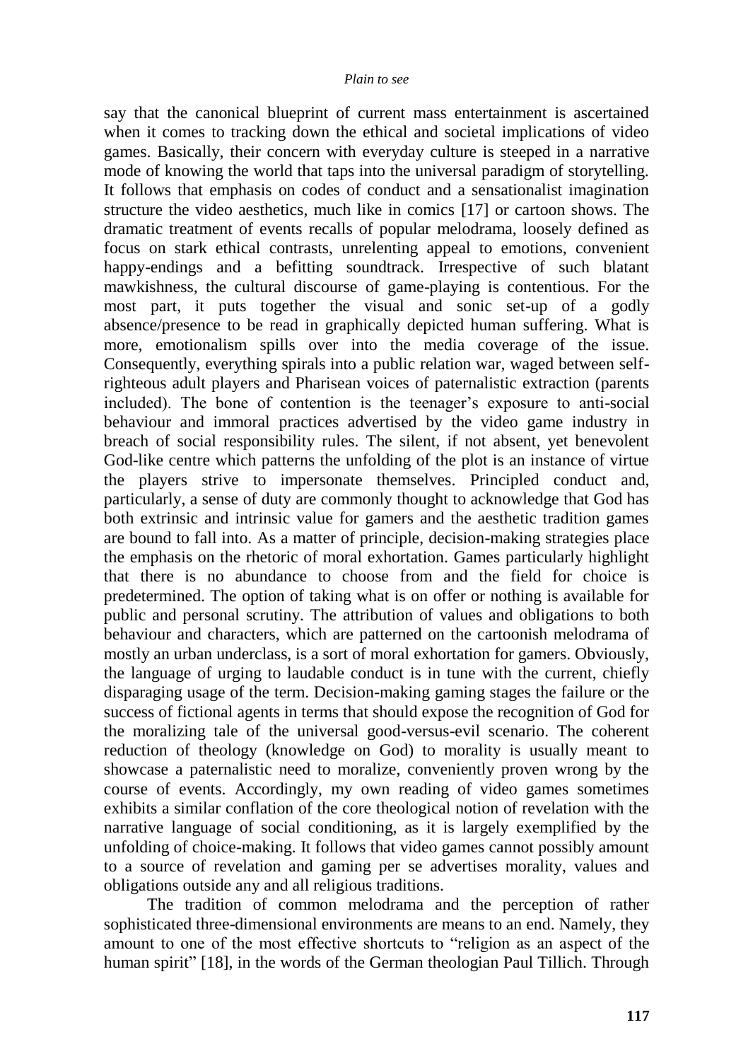say that the canonical blueprint of current mass entertainment is ascertained when it comes to tracking down the ethical and societal implications of video games. Basically, their concern with everyday culture is steeped in a narrative mode of knowing the world that taps into the universal paradigm of storytelling. It follows that emphasis on codes of conduct and a sensationalist imagination structure the video aesthetics, much like in comics [17] or cartoon shows. The dramatic treatment of events recalls of popular melodrama, loosely defined as focus on stark ethical contrasts, unrelenting appeal to emotions, convenient happy-endings and a befitting soundtrack. Irrespective of such blatant mawkishness, the cultural discourse of game-playing is contentious. For the most part, it puts together the visual and sonic set-up of a godly absence/presence to be read in graphically depicted human suffering. What is more, emotionalism spills over into the media coverage of the issue. Consequently, everything spirals into a public relation war, waged between self-righteous adult players and Pharisean voices of paternalistic extraction (parents included). The bone of contention is the teenager's exposure to anti-social behaviour and immoral practices advertised by the video game industry in breach of social responsibility rules. The silent, if not absent, yet benevolent God-like centre which patterns the unfolding of the plot is an instance of virtue the players strive to impersonate themselves. Principled conduct and, particularly, a sense of duty are commonly thought to acknowledge that God has both extrinsic and intrinsic value for gamers and the aesthetic tradition games are bound to fall into. As a matter of principle, decision-making strategies place the emphasis on the rhetoric of moral exhortation. Games particularly highlight that there is no abundance to choose from and the field for choice is predetermined. The option of taking what is on offer or nothing is available for public and personal scrutiny. The attribution of values and obligations to both behaviour and characters, which are patterned on the cartoonish melodrama of mostly an urban underclass, is a sort of moral exhortation for gamers. Obviously, the language of urging to laudable conduct is in tune with the current, chiefly disparaging usage of the term. Decision-making gaming stages the failure or the success of fictional agents in terms that should expose the recognition of God for the moralizing tale of the universal good-versus-evil scenario. The coherent reduction of theology (knowledge on God) to morality is usually meant to showcase a paternalistic need to moralize, conveniently proven wrong by the course of events. Accordingly, my own reading of video games sometimes exhibits a similar conflation of the core theological notion of revelation with the narrative language of social conditioning, as it is largely exemplified by the unfolding of choice-making. It follows that video games cannot possibly amount to a source of revelation and gaming per se advertises morality, values and obligations outside any and all religious traditions.

The tradition of common melodrama and the perception of rather sophisticated three-dimensional environments are means to an end. Namely, they amount to one of the most effective shortcuts to "religion as an aspect of the human spirit" [18], in the words of the German theologian Paul Tillich. Through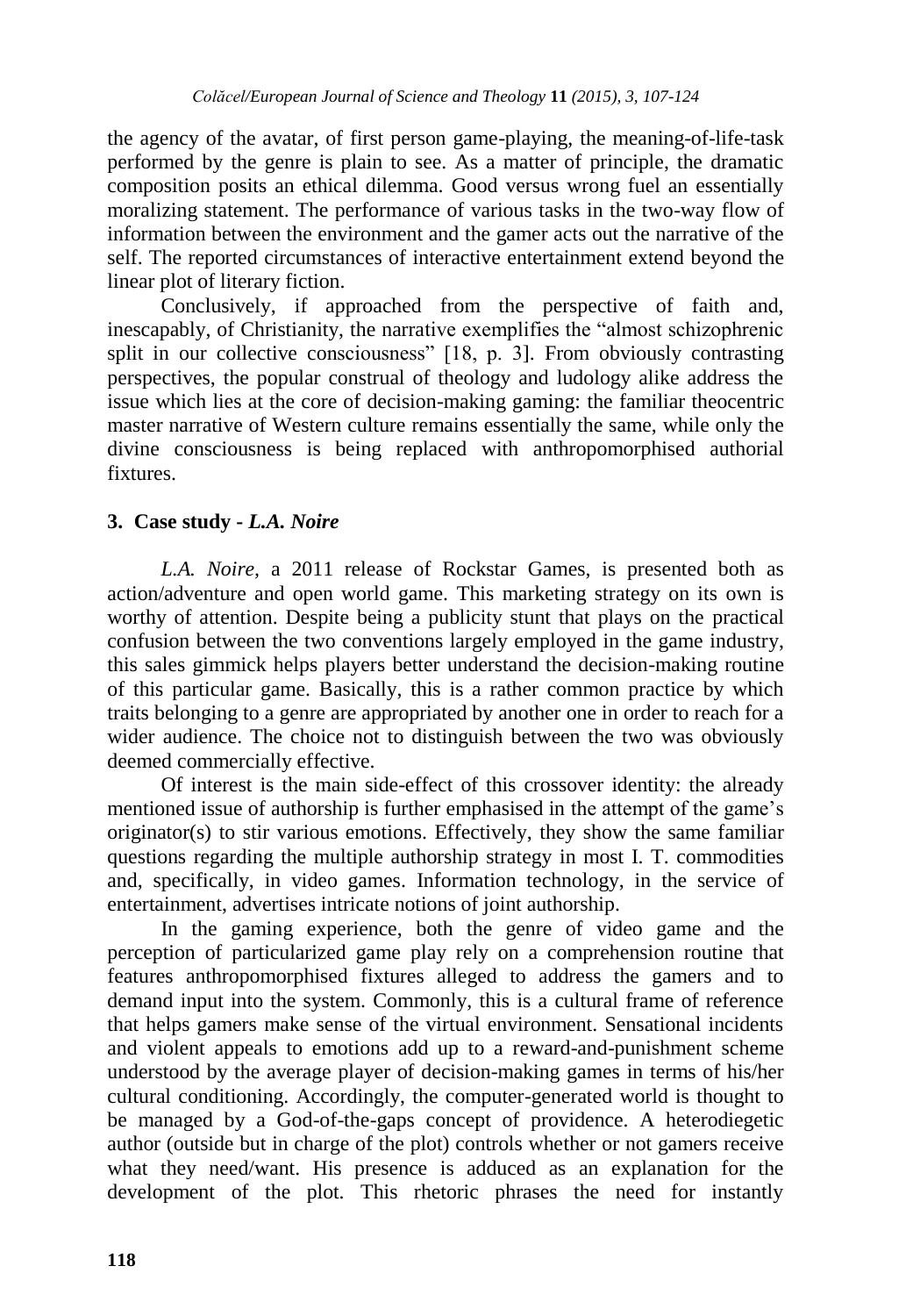the agency of the avatar, of first person game-playing, the meaning-of-life-task performed by the genre is plain to see. As a matter of principle, the dramatic composition posits an ethical dilemma. Good versus wrong fuel an essentially moralizing statement. The performance of various tasks in the two-way flow of information between the environment and the gamer acts out the narrative of the self. The reported circumstances of interactive entertainment extend beyond the linear plot of literary fiction.

Conclusively, if approached from the perspective of faith and, inescapably, of Christianity, the narrative exemplifies the "almost schizophrenic split in our collective consciousness" [18, p. 3]. From obviously contrasting perspectives, the popular construal of theology and ludology alike address the issue which lies at the core of decision-making gaming: the familiar theocentric master narrative of Western culture remains essentially the same, while only the divine consciousness is being replaced with anthropomorphised authorial fixtures.

## 3. Case study - *L.A. Noire*

*L.A. Noire*, a 2011 release of Rockstar Games, is presented both as action/adventure and open world game. This marketing strategy on its own is worthy of attention. Despite being a publicity stunt that plays on the practical confusion between the two conventions largely employed in the game industry, this sales gimmick helps players better understand the decision-making routine of this particular game. Basically, this is a rather common practice by which traits belonging to a genre are appropriated by another one in order to reach for a wider audience. The choice not to distinguish between the two was obviously deemed commercially effective.

Of interest is the main side-effect of this crossover identity: the already mentioned issue of authorship is further emphasised in the attempt of the game's originator(s) to stir various emotions. Effectively, they show the same familiar questions regarding the multiple authorship strategy in most I. T. commodities and, specifically, in video games. Information technology, in the service of entertainment, advertises intricate notions of joint authorship.

In the gaming experience, both the genre of video game and the perception of particularized game play rely on a comprehension routine that features anthropomorphised fixtures alleged to address the gamers and to demand input into the system. Commonly, this is a cultural frame of reference that helps gamers make sense of the virtual environment. Sensational incidents and violent appeals to emotions add up to a reward-and-punishment scheme understood by the average player of decision-making games in terms of his/her cultural conditioning. Accordingly, the computer-generated world is thought to be managed by a God-of-the-gaps concept of providence. A heterodiegetic author (outside but in charge of the plot) controls whether or not gamers receive what they need/want. His presence is adduced as an explanation for the development of the plot. This rhetoric phrases the need for instantly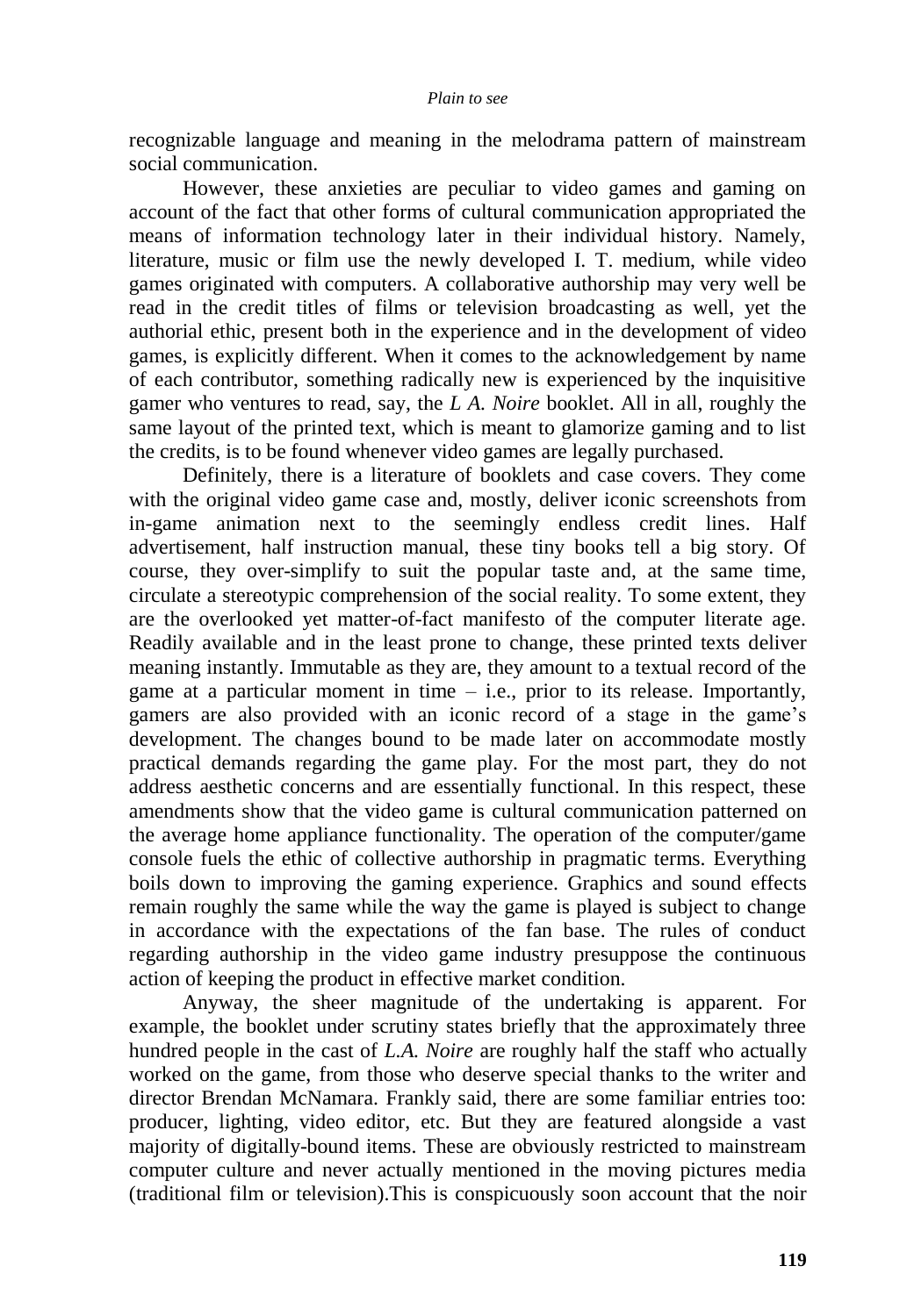recognizable language and meaning in the melodrama pattern of mainstream social communication.

However, these anxieties are peculiar to video games and gaming on account of the fact that other forms of cultural communication appropriated the means of information technology later in their individual history. Namely, literature, music or film use the newly developed I. T. medium, while video games originated with computers. A collaborative authorship may very well be read in the credit titles of films or television broadcasting as well, yet the authorial ethic, present both in the experience and in the development of video games, is explicitly different. When it comes to the acknowledgement by name of each contributor, something radically new is experienced by the inquisitive gamer who ventures to read, say, the *L A. Noire* booklet. All in all, roughly the same layout of the printed text, which is meant to glamorize gaming and to list the credits, is to be found whenever video games are legally purchased.

Definitely, there is a literature of booklets and case covers. They come with the original video game case and, mostly, deliver iconic screenshots from in-game animation next to the seemingly endless credit lines. Half advertisement, half instruction manual, these tiny books tell a big story. Of course, they over-simplify to suit the popular taste and, at the same time, circulate a stereotypic comprehension of the social reality. To some extent, they are the overlooked yet matter-of-fact manifesto of the computer literate age. Readily available and in the least prone to change, these printed texts deliver meaning instantly. Immutable as they are, they amount to a textual record of the game at a particular moment in time – i.e., prior to its release. Importantly, gamers are also provided with an iconic record of a stage in the game's development. The changes bound to be made later on accommodate mostly practical demands regarding the game play. For the most part, they do not address aesthetic concerns and are essentially functional. In this respect, these amendments show that the video game is cultural communication patterned on the average home appliance functionality. The operation of the computer/game console fuels the ethic of collective authorship in pragmatic terms. Everything boils down to improving the gaming experience. Graphics and sound effects remain roughly the same while the way the game is played is subject to change in accordance with the expectations of the fan base. The rules of conduct regarding authorship in the video game industry presuppose the continuous action of keeping the product in effective market condition.

Anyway, the sheer magnitude of the undertaking is apparent. For example, the booklet under scrutiny states briefly that the approximately three hundred people in the cast of *L.A. Noire* are roughly half the staff who actually worked on the game, from those who deserve special thanks to the writer and director Brendan McNamara. Frankly said, there are some familiar entries too: producer, lighting, video editor, etc. But they are featured alongside a vast majority of digitally-bound items. These are obviously restricted to mainstream computer culture and never actually mentioned in the moving pictures media (traditional film or television).This is conspicuously soon account that the noir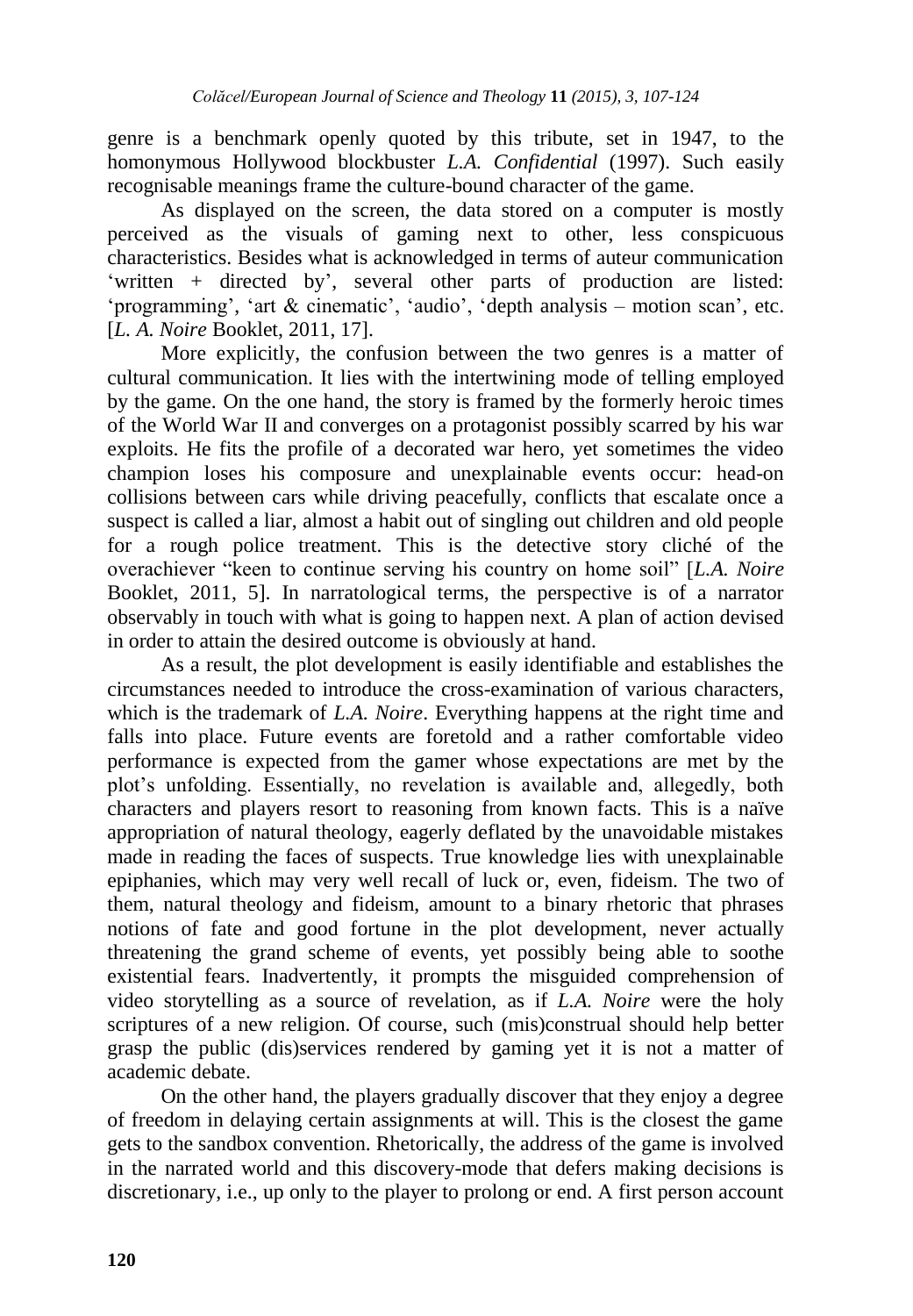genre is a benchmark openly quoted by this tribute, set in 1947, to the homonymous Hollywood blockbuster *L.A. Confidential* (1997). Such easily recognisable meanings frame the culture-bound character of the game.

As displayed on the screen, the data stored on a computer is mostly perceived as the visuals of gaming next to other, less conspicuous characteristics. Besides what is acknowledged in terms of auteur communication 'written + directed by', several other parts of production are listed: 'programming', 'art & cinematic', 'audio', 'depth analysis – motion scan', etc. [*L. A. Noire* Booklet, 2011, 17].

More explicitly, the confusion between the two genres is a matter of cultural communication. It lies with the intertwining mode of telling employed by the game. On the one hand, the story is framed by the formerly heroic times of the World War II and converges on a protagonist possibly scarred by his war exploits. He fits the profile of a decorated war hero, yet sometimes the video champion loses his composure and unexplainable events occur: head-on collisions between cars while driving peacefully, conflicts that escalate once a suspect is called a liar, almost a habit out of singling out children and old people for a rough police treatment. This is the detective story cliché of the overachiever "keen to continue serving his country on home soil" [*L.A. Noire* Booklet, 2011, 5]. In narratological terms, the perspective is of a narrator observably in touch with what is going to happen next. A plan of action devised in order to attain the desired outcome is obviously at hand.

As a result, the plot development is easily identifiable and establishes the circumstances needed to introduce the cross-examination of various characters, which is the trademark of *L.A. Noire*. Everything happens at the right time and falls into place. Future events are foretold and a rather comfortable video performance is expected from the gamer whose expectations are met by the plot's unfolding. Essentially, no revelation is available and, allegedly, both characters and players resort to reasoning from known facts. This is a naïve appropriation of natural theology, eagerly deflated by the unavoidable mistakes made in reading the faces of suspects. True knowledge lies with unexplainable epiphanies, which may very well recall of luck or, even, fideism. The two of them, natural theology and fideism, amount to a binary rhetoric that phrases notions of fate and good fortune in the plot development, never actually threatening the grand scheme of events, yet possibly being able to soothe existential fears. Inadvertently, it prompts the misguided comprehension of video storytelling as a source of revelation, as if *L.A. Noire* were the holy scriptures of a new religion. Of course, such (mis)construal should help better grasp the public (dis)services rendered by gaming yet it is not a matter of academic debate.

On the other hand, the players gradually discover that they enjoy a degree of freedom in delaying certain assignments at will. This is the closest the game gets to the sandbox convention. Rhetorically, the address of the game is involved in the narrated world and this discovery-mode that defers making decisions is discretionary, i.e., up only to the player to prolong or end. A first person account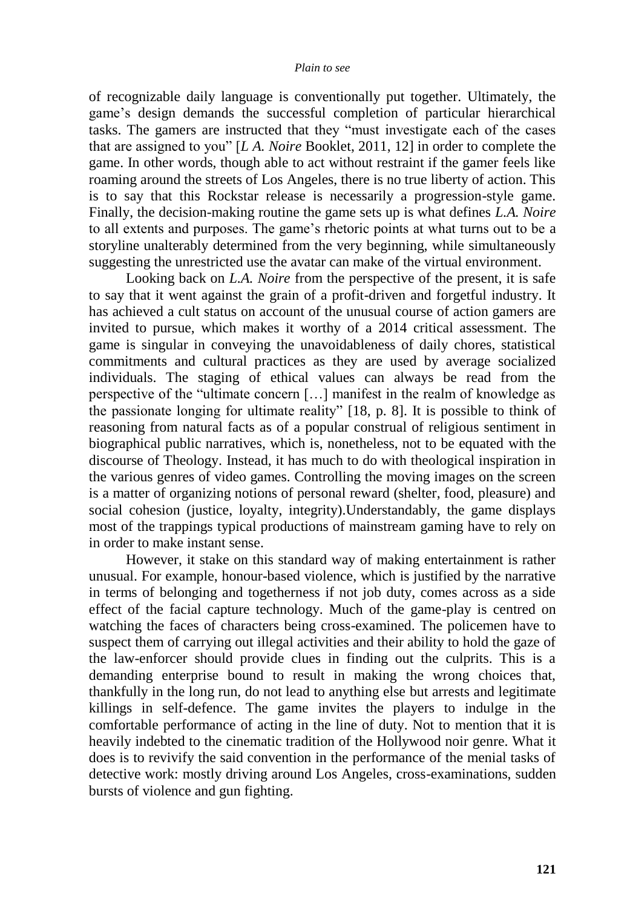of recognizable daily language is conventionally put together. Ultimately, the game's design demands the successful completion of particular hierarchical tasks. The gamers are instructed that they "must investigate each of the cases that are assigned to you" [*L A. Noire* Booklet, 2011, 12] in order to complete the game. In other words, though able to act without restraint if the gamer feels like roaming around the streets of Los Angeles, there is no true liberty of action. This is to say that this Rockstar release is necessarily a progression-style game. Finally, the decision-making routine the game sets up is what defines *L.A. Noire* to all extents and purposes. The game's rhetoric points at what turns out to be a storyline unalterably determined from the very beginning, while simultaneously suggesting the unrestricted use the avatar can make of the virtual environment.

Looking back on *L.A. Noire* from the perspective of the present, it is safe to say that it went against the grain of a profit-driven and forgetful industry. It has achieved a cult status on account of the unusual course of action gamers are invited to pursue, which makes it worthy of a 2014 critical assessment. The game is singular in conveying the unavoidableness of daily chores, statistical commitments and cultural practices as they are used by average socialized individuals. The staging of ethical values can always be read from the perspective of the "ultimate concern […] manifest in the realm of knowledge as the passionate longing for ultimate reality" [18, p. 8]. It is possible to think of reasoning from natural facts as of a popular construal of religious sentiment in biographical public narratives, which is, nonetheless, not to be equated with the discourse of Theology. Instead, it has much to do with theological inspiration in the various genres of video games. Controlling the moving images on the screen is a matter of organizing notions of personal reward (shelter, food, pleasure) and social cohesion (justice, loyalty, integrity).Understandably, the game displays most of the trappings typical productions of mainstream gaming have to rely on in order to make instant sense.

However, it stake on this standard way of making entertainment is rather unusual. For example, honour-based violence, which is justified by the narrative in terms of belonging and togetherness if not job duty, comes across as a side effect of the facial capture technology. Much of the game-play is centred on watching the faces of characters being cross-examined. The policemen have to suspect them of carrying out illegal activities and their ability to hold the gaze of the law-enforcer should provide clues in finding out the culprits. This is a demanding enterprise bound to result in making the wrong choices that, thankfully in the long run, do not lead to anything else but arrests and legitimate killings in self-defence. The game invites the players to indulge in the comfortable performance of acting in the line of duty. Not to mention that it is heavily indebted to the cinematic tradition of the Hollywood noir genre. What it does is to revivify the said convention in the performance of the menial tasks of detective work: mostly driving around Los Angeles, cross-examinations, sudden bursts of violence and gun fighting.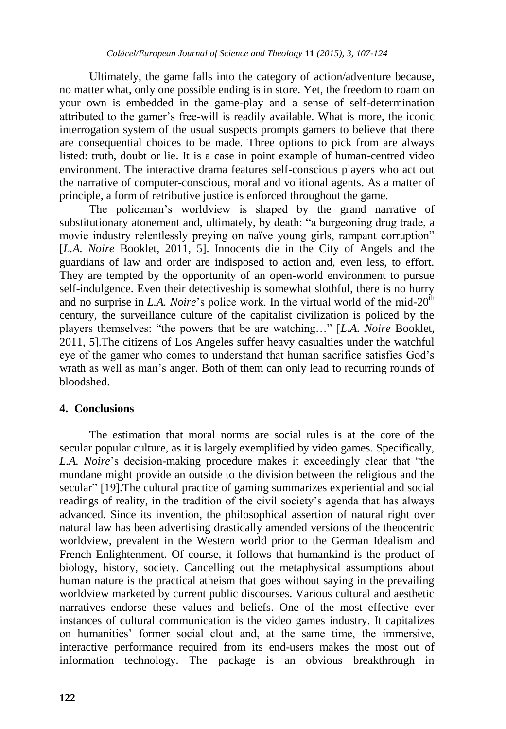Ultimately, the game falls into the category of action/adventure because, no matter what, only one possible ending is in store. Yet, the freedom to roam on your own is embedded in the game-play and a sense of self-determination attributed to the gamer's free-will is readily available. What is more, the iconic interrogation system of the usual suspects prompts gamers to believe that there are consequential choices to be made. Three options to pick from are always listed: truth, doubt or lie. It is a case in point example of human-centred video environment. The interactive drama features self-conscious players who act out the narrative of computer-conscious, moral and volitional agents. As a matter of principle, a form of retributive justice is enforced throughout the game.

The policeman's worldview is shaped by the grand narrative of substitutionary atonement and, ultimately, by death: "a burgeoning drug trade, a movie industry relentlessly preying on naïve young girls, rampant corruption" [*L.A. Noire* Booklet, 2011, 5]. Innocents die in the City of Angels and the guardians of law and order are indisposed to action and, even less, to effort. They are tempted by the opportunity of an open-world environment to pursue self-indulgence. Even their detectiveship is somewhat slothful, there is no hurry and no surprise in *L.A. Noire*'s police work. In the virtual world of the mid-20th century, the surveillance culture of the capitalist civilization is policed by the players themselves: "the powers that be are watching…" [*L.A. Noire* Booklet, 2011, 5].The citizens of Los Angeles suffer heavy casualties under the watchful eye of the gamer who comes to understand that human sacrifice satisfies God's wrath as well as man's anger. Both of them can only lead to recurring rounds of bloodshed.

## 4. Conclusions

The estimation that moral norms are social rules is at the core of the secular popular culture, as it is largely exemplified by video games. Specifically, *L.A. Noire*'s decision-making procedure makes it exceedingly clear that "the mundane might provide an outside to the division between the religious and the secular" [19].The cultural practice of gaming summarizes experiential and social readings of reality, in the tradition of the civil society's agenda that has always advanced. Since its invention, the philosophical assertion of natural right over natural law has been advertising drastically amended versions of the theocentric worldview, prevalent in the Western world prior to the German Idealism and French Enlightenment. Of course, it follows that humankind is the product of biology, history, society. Cancelling out the metaphysical assumptions about human nature is the practical atheism that goes without saying in the prevailing worldview marketed by current public discourses. Various cultural and aesthetic narratives endorse these values and beliefs. One of the most effective ever instances of cultural communication is the video games industry. It capitalizes on humanities' former social clout and, at the same time, the immersive, interactive performance required from its end-users makes the most out of information technology. The package is an obvious breakthrough in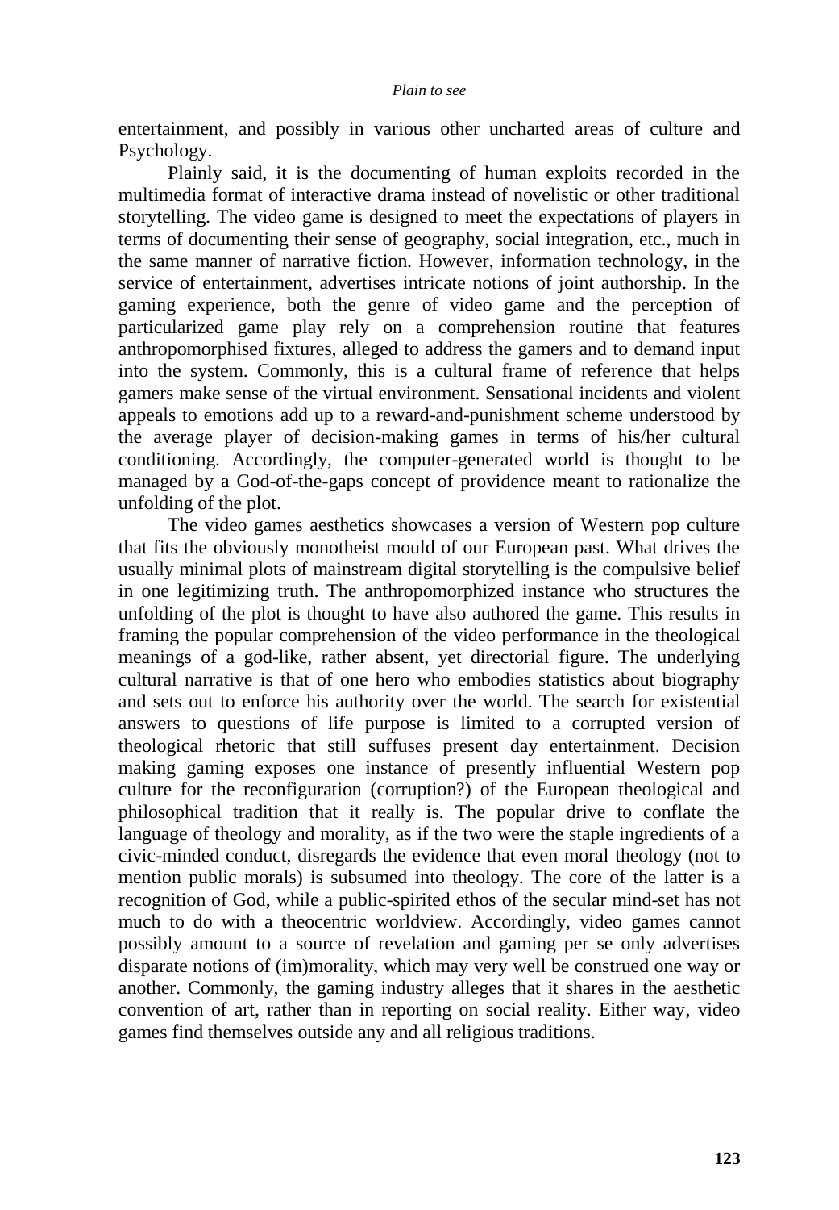entertainment, and possibly in various other uncharted areas of culture and Psychology.

Plainly said, it is the documenting of human exploits recorded in the multimedia format of interactive drama instead of novelistic or other traditional storytelling. The video game is designed to meet the expectations of players in terms of documenting their sense of geography, social integration, etc., much in the same manner of narrative fiction. However, information technology, in the service of entertainment, advertises intricate notions of joint authorship. In the gaming experience, both the genre of video game and the perception of particularized game play rely on a comprehension routine that features anthropomorphised fixtures, alleged to address the gamers and to demand input into the system. Commonly, this is a cultural frame of reference that helps gamers make sense of the virtual environment. Sensational incidents and violent appeals to emotions add up to a reward-and-punishment scheme understood by the average player of decision-making games in terms of his/her cultural conditioning. Accordingly, the computer-generated world is thought to be managed by a God-of-the-gaps concept of providence meant to rationalize the unfolding of the plot.

The video games aesthetics showcases a version of Western pop culture that fits the obviously monotheist mould of our European past. What drives the usually minimal plots of mainstream digital storytelling is the compulsive belief in one legitimizing truth. The anthropomorphized instance who structures the unfolding of the plot is thought to have also authored the game. This results in framing the popular comprehension of the video performance in the theological meanings of a god-like, rather absent, yet directorial figure. The underlying cultural narrative is that of one hero who embodies statistics about biography and sets out to enforce his authority over the world. The search for existential answers to questions of life purpose is limited to a corrupted version of theological rhetoric that still suffuses present day entertainment. Decision making gaming exposes one instance of presently influential Western pop culture for the reconfiguration (corruption?) of the European theological and philosophical tradition that it really is. The popular drive to conflate the language of theology and morality, as if the two were the staple ingredients of a civic-minded conduct, disregards the evidence that even moral theology (not to mention public morals) is subsumed into theology. The core of the latter is a recognition of God, while a public-spirited ethos of the secular mind-set has not much to do with a theocentric worldview. Accordingly, video games cannot possibly amount to a source of revelation and gaming per se only advertises disparate notions of (im)morality, which may very well be construed one way or another. Commonly, the gaming industry alleges that it shares in the aesthetic convention of art, rather than in reporting on social reality. Either way, video games find themselves outside any and all religious traditions.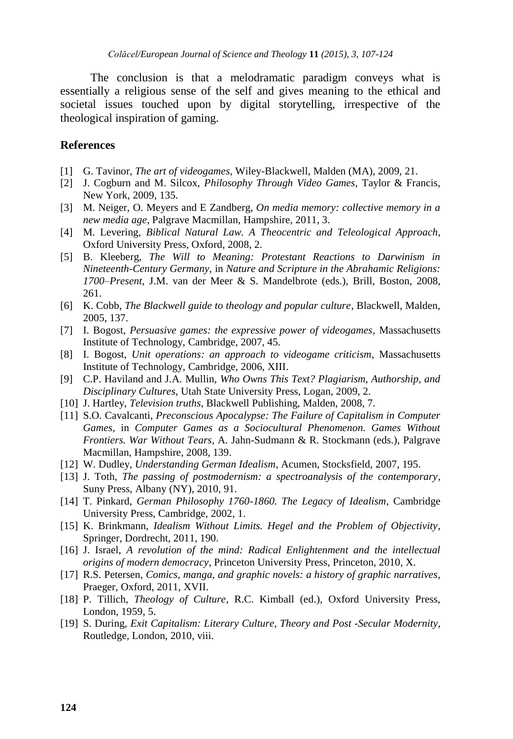The conclusion is that a melodramatic paradigm conveys what is essentially a religious sense of the self and gives meaning to the ethical and societal issues touched upon by digital storytelling, irrespective of the theological inspiration of gaming.

## References

[1] G. Tavinor, *The art of videogames*, Wiley-Blackwell, Malden (MA), 2009, 21.

[2] J. Cogburn and M. Silcox, *Philosophy Through Video Games*, Taylor & Francis, New York, 2009, 135.

[3] M. Neiger, O. Meyers and E Zandberg, *On media memory: collective memory in a new media age*, Palgrave Macmillan, Hampshire, 2011, 3.

[4] M. Levering, *Biblical Natural Law. A Theocentric and Teleological Approach*, Oxford University Press, Oxford, 2008, 2.

[5] B. Kleeberg, *The Will to Meaning: Protestant Reactions to Darwinism in Nineteenth-Century Germany*, in *Nature and Scripture in the Abrahamic Religions: 1700–Present*, J.M. van der Meer & S. Mandelbrote (eds.), Brill, Boston, 2008, 261.

[6] K. Cobb, *The Blackwell guide to theology and popular culture*, Blackwell, Malden, 2005, 137.

[7] I. Bogost, *Persuasive games: the expressive power of videogames*, Massachusetts Institute of Technology, Cambridge, 2007, 45.

[8] I. Bogost, *Unit operations: an approach to videogame criticism*, Massachusetts Institute of Technology, Cambridge, 2006, XIII.

[9] C.P. Haviland and J.A. Mullin, *Who Owns This Text? Plagiarism, Authorship, and Disciplinary Cultures*, Utah State University Press, Logan, 2009, 2.

[10] J. Hartley, *Television truths*, Blackwell Publishing, Malden, 2008, 7.

[11] S.O. Cavalcanti, *Preconscious Apocalypse: The Failure of Capitalism in Computer Games*, in *Computer Games as a Sociocultural Phenomenon. Games Without Frontiers. War Without Tears*, A. Jahn-Sudmann & R. Stockmann (eds.), Palgrave Macmillan, Hampshire, 2008, 139.

[12] W. Dudley, *Understanding German Idealism*, Acumen, Stocksfield, 2007, 195.

[13] J. Toth, *The passing of postmodernism: a spectroanalysis of the contemporary*, Suny Press, Albany (NY), 2010, 91.

[14] T. Pinkard, *German Philosophy 1760-1860. The Legacy of Idealism*, Cambridge University Press, Cambridge, 2002, 1.

[15] K. Brinkmann, *Idealism Without Limits. Hegel and the Problem of Objectivity*, Springer, Dordrecht, 2011, 190.

[16] J. Israel, *A revolution of the mind: Radical Enlightenment and the intellectual origins of modern democracy*, Princeton University Press, Princeton, 2010, X.

[17] R.S. Petersen, *Comics, manga, and graphic novels: a history of graphic narratives*, Praeger, Oxford, 2011, XVII.

[18] P. Tillich, *Theology of Culture*, R.C. Kimball (ed.), Oxford University Press, London, 1959, 5.

[19] S. During, *Exit Capitalism: Literary Culture, Theory and Post -Secular Modernity*, Routledge, London, 2010, viii.